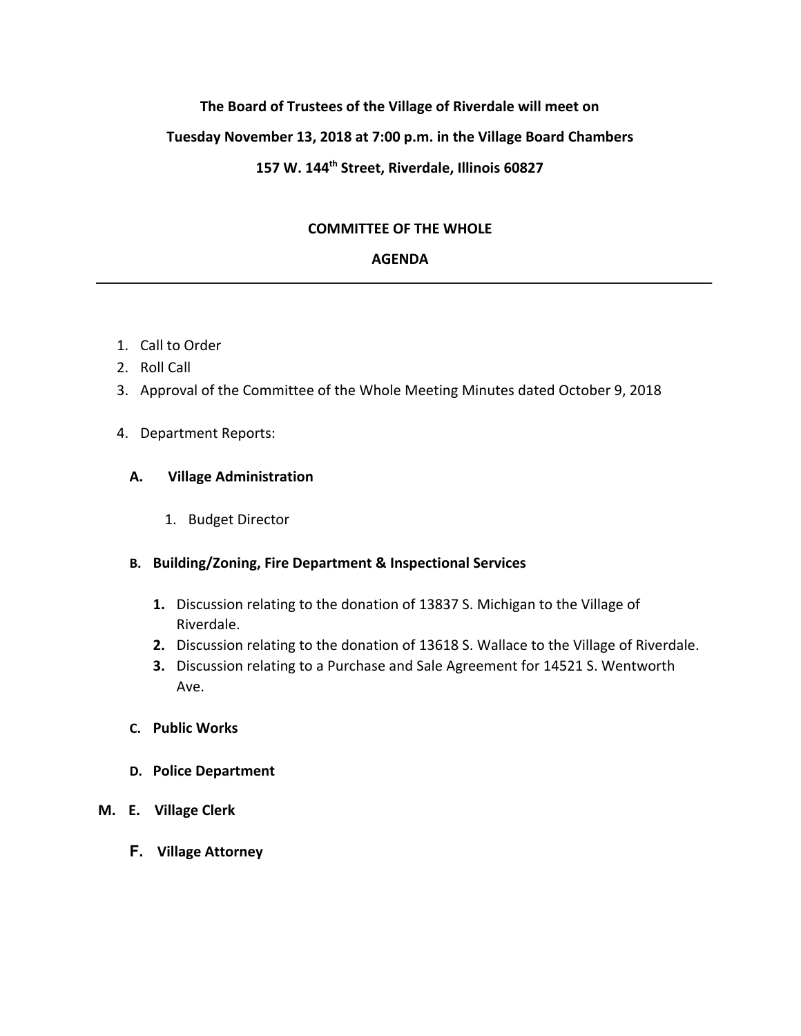**The Board of Trustees of the Village of Riverdale will meet on**

**Tuesday November 13, 2018 at 7:00 p.m. in the Village Board Chambers**

**157 W. 144th Street, Riverdale, Illinois 60827**

**COMMITTEE OF THE WHOLE**

**AGENDA**

---

1. Call to Order
2. Roll Call
3. Approval of the Committee of the Whole Meeting Minutes dated October 9, 2018
4. Department Reports:

   **A. Village Administration**

      1. Budget Director

   **B. Building/Zoning, Fire Department & Inspectional Services**

      **1.** Discussion relating to the donation of 13837 S. Michigan to the Village of Riverdale.
      **2.** Discussion relating to the donation of 13618 S. Wallace to the Village of Riverdale.
      **3.** Discussion relating to a Purchase and Sale Agreement for 14521 S. Wentworth Ave.

   **C. Public Works**

   **D. Police Department**

**M. E. Village Clerk**

   **F. Village Attorney**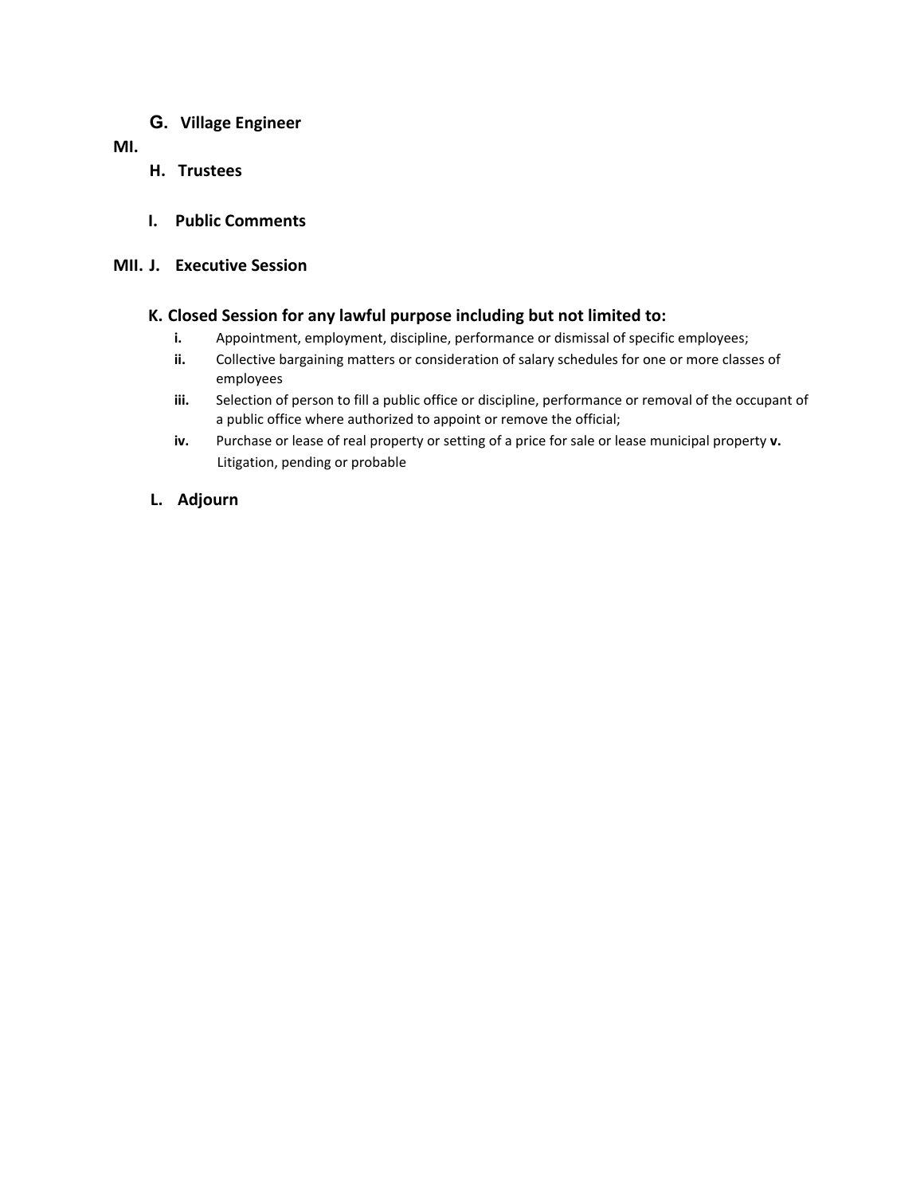**G. Village Engineer**

**MI.**

**H. Trustees**

**I. Public Comments**

**MII. J. Executive Session**

**K. Closed Session for any lawful purpose including but not limited to:**

- **i.** Appointment, employment, discipline, performance or dismissal of specific employees;
- **ii.** Collective bargaining matters or consideration of salary schedules for one or more classes of employees
- **iii.** Selection of person to fill a public office or discipline, performance or removal of the occupant of a public office where authorized to appoint or remove the official;
- **iv.** Purchase or lease of real property or setting of a price for sale or lease municipal property **v.** Litigation, pending or probable

**L. Adjourn**